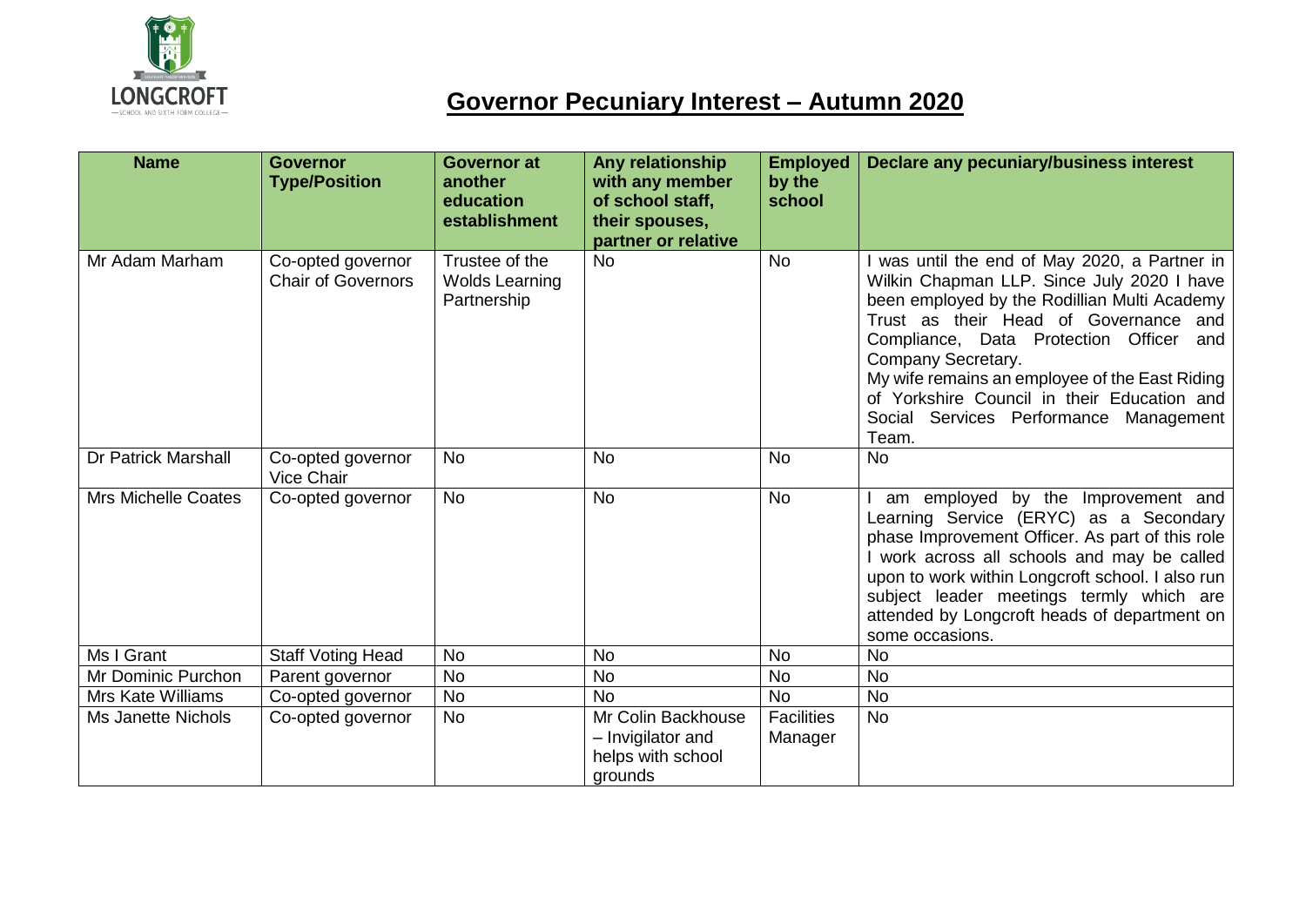LONGCROFT
SCHOOL AND SIXTH FORM COLLEGE

# Governor Pecuniary Interest – Autumn 2020

| Name | Governor Type/Position | Governor at another education establishment | Any relationship with any member of school staff, their spouses, partner or relative | Employed by the school | Declare any pecuniary/business interest |
|---|---|---|---|---|---|
| Mr Adam Marham | Co-opted governor Chair of Governors | Trustee of the Wolds Learning Partnership | No | No | I was until the end of May 2020, a Partner in Wilkin Chapman LLP. Since July 2020 I have been employed by the Rodillian Multi Academy Trust as their Head of Governance and Compliance, Data Protection Officer and Company Secretary. My wife remains an employee of the East Riding of Yorkshire Council in their Education and Social Services Performance Management Team. |
| Dr Patrick Marshall | Co-opted governor Vice Chair | No | No | No | No |
| Mrs Michelle Coates | Co-opted governor | No | No | No | I am employed by the Improvement and Learning Service (ERYC) as a Secondary phase Improvement Officer. As part of this role I work across all schools and may be called upon to work within Longcroft school. I also run subject leader meetings termly which are attended by Longcroft heads of department on some occasions. |
| Ms I Grant | Staff Voting Head | No | No | No | No |
| Mr Dominic Purchon | Parent governor | No | No | No | No |
| Mrs Kate Williams | Co-opted governor | No | No | No | No |
| Ms Janette Nichols | Co-opted governor | No | Mr Colin Backhouse – Invigilator and helps with school grounds | Facilities Manager | No |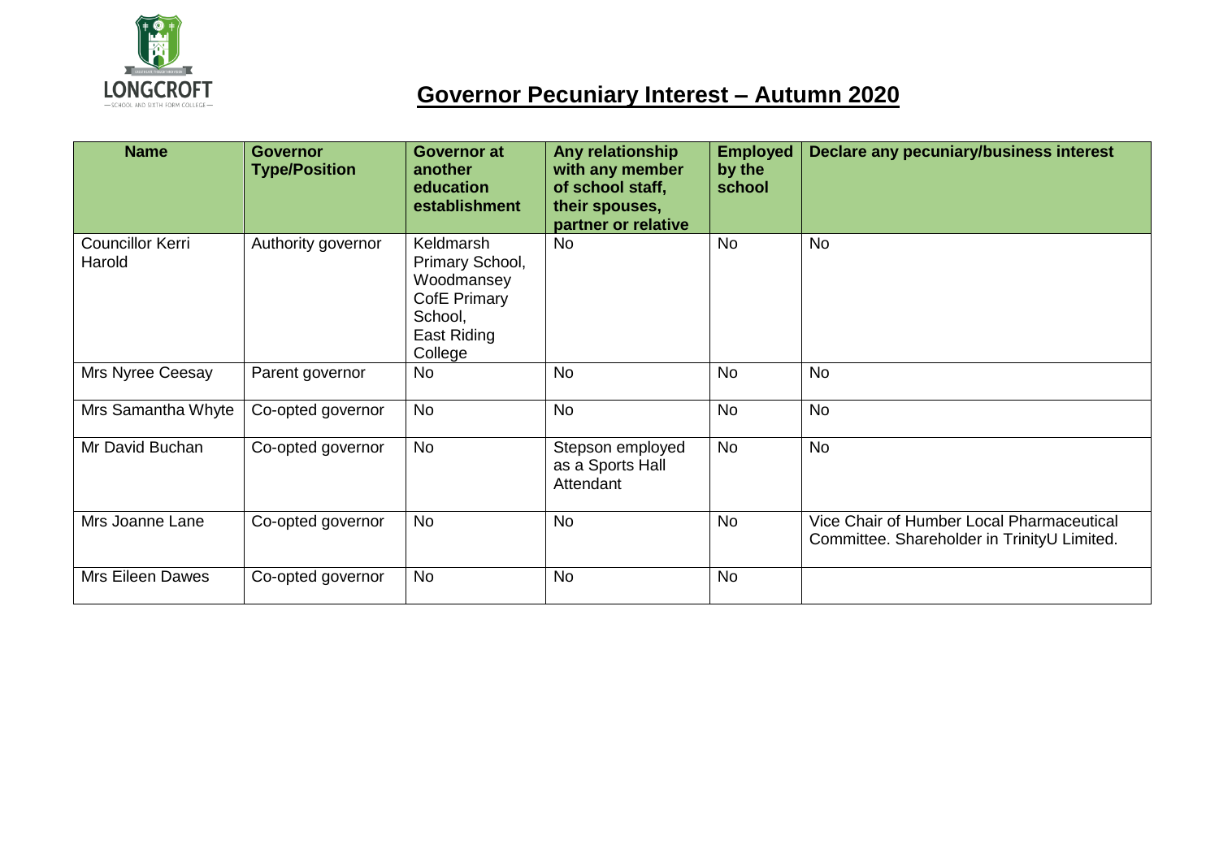## Governor Pecuniary Interest – Autumn 2020

| Name | Governor Type/Position | Governor at another education establishment | Any relationship with any member of school staff, their spouses, partner or relative | Employed by the school | Declare any pecuniary/business interest |
|---|---|---|---|---|---|
| Councillor Kerri Harold | Authority governor | Keldmarsh Primary School, Woodmansey CofE Primary School, East Riding College | No | No | No |
| Mrs Nyree Ceesay | Parent governor | No | No | No | No |
| Mrs Samantha Whyte | Co-opted governor | No | No | No | No |
| Mr David Buchan | Co-opted governor | No | Stepson employed as a Sports Hall Attendant | No | No |
| Mrs Joanne Lane | Co-opted governor | No | No | No | Vice Chair of Humber Local Pharmaceutical Committee. Shareholder in TrinityU Limited. |
| Mrs Eileen Dawes | Co-opted governor | No | No | No | |